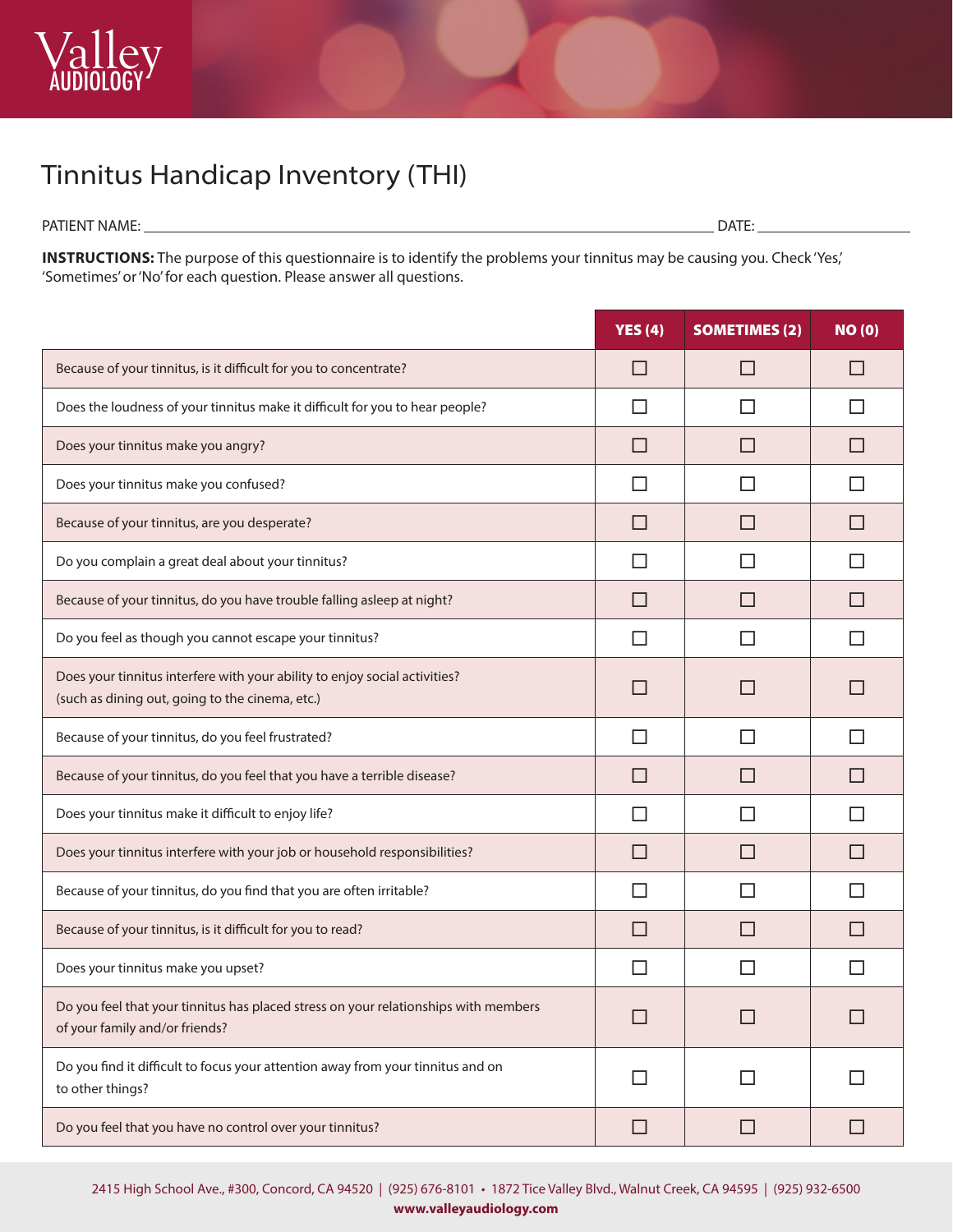Valley AUDIOLOGY

# Tinnitus Handicap Inventory (THI)

PATIENT NAME: ______________________________ DATE: ______________

**INSTRUCTIONS:** The purpose of this questionnaire is to identify the problems your tinnitus may be causing you. Check 'Yes,' 'Sometimes' or 'No' for each question. Please answer all questions.

| | YES (4) | SOMETIMES (2) | NO (0) |
|---|---|---|---|
| Because of your tinnitus, is it difficult for you to concentrate? | ☐ | ☐ | ☐ |
| Does the loudness of your tinnitus make it difficult for you to hear people? | ☐ | ☐ | ☐ |
| Does your tinnitus make you angry? | ☐ | ☐ | ☐ |
| Does your tinnitus make you confused? | ☐ | ☐ | ☐ |
| Because of your tinnitus, are you desperate? | ☐ | ☐ | ☐ |
| Do you complain a great deal about your tinnitus? | ☐ | ☐ | ☐ |
| Because of your tinnitus, do you have trouble falling asleep at night? | ☐ | ☐ | ☐ |
| Do you feel as though you cannot escape your tinnitus? | ☐ | ☐ | ☐ |
| Does your tinnitus interfere with your ability to enjoy social activities? (such as dining out, going to the cinema, etc.) | ☐ | ☐ | ☐ |
| Because of your tinnitus, do you feel frustrated? | ☐ | ☐ | ☐ |
| Because of your tinnitus, do you feel that you have a terrible disease? | ☐ | ☐ | ☐ |
| Does your tinnitus make it difficult to enjoy life? | ☐ | ☐ | ☐ |
| Does your tinnitus interfere with your job or household responsibilities? | ☐ | ☐ | ☐ |
| Because of your tinnitus, do you find that you are often irritable? | ☐ | ☐ | ☐ |
| Because of your tinnitus, is it difficult for you to read? | ☐ | ☐ | ☐ |
| Does your tinnitus make you upset? | ☐ | ☐ | ☐ |
| Do you feel that your tinnitus has placed stress on your relationships with members of your family and/or friends? | ☐ | ☐ | ☐ |
| Do you find it difficult to focus your attention away from your tinnitus and on to other things? | ☐ | ☐ | ☐ |
| Do you feel that you have no control over your tinnitus? | ☐ | ☐ | ☐ |

2415 High School Ave., #300, Concord, CA 94520 | (925) 676-8101 • 1872 Tice Valley Blvd., Walnut Creek, CA 94595 | (925) 932-6500
**www.valleyaudiology.com**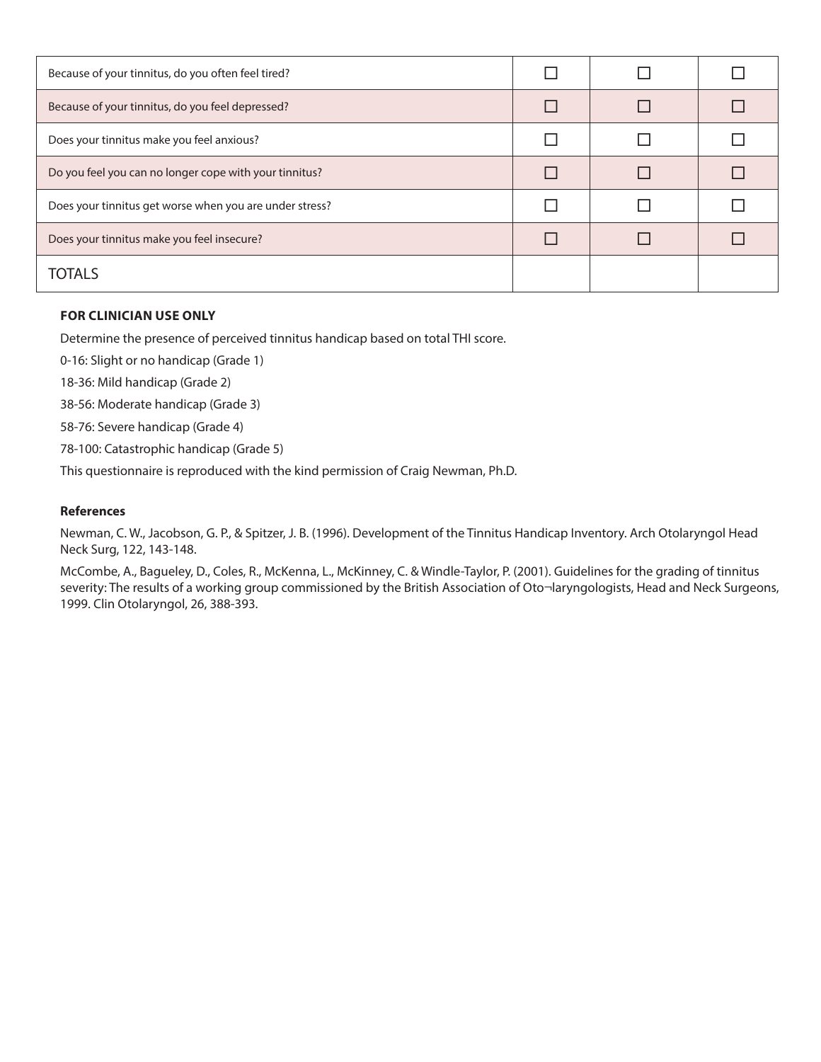| | | | |
|---|---|---|---|
| Because of your tinnitus, do you often feel tired? | ☐ | ☐ | ☐ |
| Because of your tinnitus, do you feel depressed? | ☐ | ☐ | ☐ |
| Does your tinnitus make you feel anxious? | ☐ | ☐ | ☐ |
| Do you feel you can no longer cope with your tinnitus? | ☐ | ☐ | ☐ |
| Does your tinnitus get worse when you are under stress? | ☐ | ☐ | ☐ |
| Does your tinnitus make you feel insecure? | ☐ | ☐ | ☐ |
| TOTALS | | | |

**FOR CLINICIAN USE ONLY**

Determine the presence of perceived tinnitus handicap based on total THI score.

0-16: Slight or no handicap (Grade 1)

18-36: Mild handicap (Grade 2)

38-56: Moderate handicap (Grade 3)

58-76: Severe handicap (Grade 4)

78-100: Catastrophic handicap (Grade 5)

This questionnaire is reproduced with the kind permission of Craig Newman, Ph.D.

**References**

Newman, C. W., Jacobson, G. P., & Spitzer, J. B. (1996). Development of the Tinnitus Handicap Inventory. Arch Otolaryngol Head Neck Surg, 122, 143-148.

McCombe, A., Bagueley, D., Coles, R., McKenna, L., McKinney, C. & Windle-Taylor, P. (2001). Guidelines for the grading of tinnitus severity: The results of a working group commissioned by the British Association of Oto¬laryngologists, Head and Neck Surgeons, 1999. Clin Otolaryngol, 26, 388-393.